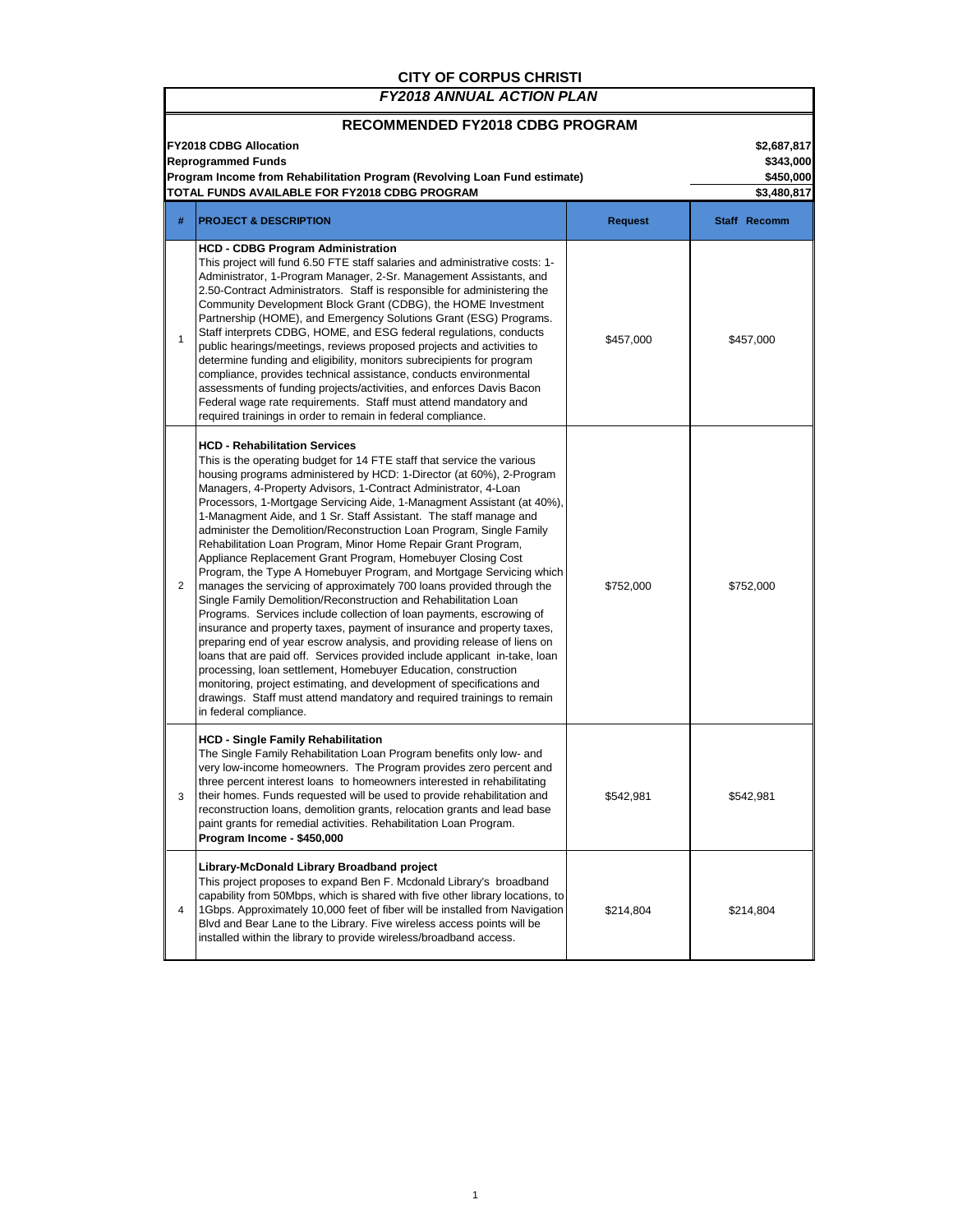# CITY OF CORPUS CHRISTI

## *FY2018 ANNUAL ACTION PLAN*

### RECOMMENDED FY2018 CDBG PROGRAM

| | |
|---|---|
| **FY2018 CDBG Allocation** | **$2,687,817** |
| **Reprogrammed Funds** | **$343,000** |
| **Program Income from Rehabilitation Program (Revolving Loan Fund estimate)** | **$450,000** |
| **TOTAL FUNDS AVAILABLE FOR FY2018 CDBG PROGRAM** | **$3,480,817** |

| # | PROJECT & DESCRIPTION | Request | Staff Recomm |
|---|---|---|---|
| 1 | **HCD - CDBG Program Administration** This project will fund 6.50 FTE staff salaries and administrative costs: 1-Administrator, 1-Program Manager, 2-Sr. Management Assistants, and 2.50-Contract Administrators. Staff is responsible for administering the Community Development Block Grant (CDBG), the HOME Investment Partnership (HOME), and Emergency Solutions Grant (ESG) Programs. Staff interprets CDBG, HOME, and ESG federal regulations, conducts public hearings/meetings, reviews proposed projects and activities to determine funding and eligibility, monitors subrecipients for program compliance, provides technical assistance, conducts environmental assessments of funding projects/activities, and enforces Davis Bacon Federal wage rate requirements. Staff must attend mandatory and required trainings in order to remain in federal compliance. | $457,000 | $457,000 |
| 2 | **HCD - Rehabilitation Services** This is the operating budget for 14 FTE staff that service the various housing programs administered by HCD: 1-Director (at 60%), 2-Program Managers, 4-Property Advisors, 1-Contract Administrator, 4-Loan Processors, 1-Mortgage Servicing Aide, 1-Managment Assistant (at 40%), 1-Managment Aide, and 1 Sr. Staff Assistant. The staff manage and administer the Demolition/Reconstruction Loan Program, Single Family Rehabilitation Loan Program, Minor Home Repair Grant Program, Appliance Replacement Grant Program, Homebuyer Closing Cost Program, the Type A Homebuyer Program, and Mortgage Servicing which manages the servicing of approximately 700 loans provided through the Single Family Demolition/Reconstruction and Rehabilitation Loan Programs. Services include collection of loan payments, escrowing of insurance and property taxes, payment of insurance and property taxes, preparing end of year escrow analysis, and providing release of liens on loans that are paid off. Services provided include applicant in-take, loan processing, loan settlement, Homebuyer Education, construction monitoring, project estimating, and development of specifications and drawings. Staff must attend mandatory and required trainings to remain in federal compliance. | $752,000 | $752,000 |
| 3 | **HCD - Single Family Rehabilitation** The Single Family Rehabilitation Loan Program benefits only low- and very low-income homeowners. The Program provides zero percent and three percent interest loans to homeowners interested in rehabilitating their homes. Funds requested will be used to provide rehabilitation and reconstruction loans, demolition grants, relocation grants and lead base paint grants for remedial activities. Rehabilitation Loan Program. **Program Income - $450,000** | $542,981 | $542,981 |
| 4 | **Library-McDonald Library Broadband project** This project proposes to expand Ben F. Mcdonald Library's broadband capability from 50Mbps, which is shared with five other library locations, to 1Gbps. Approximately 10,000 feet of fiber will be installed from Navigation Blvd and Bear Lane to the Library. Five wireless access points will be installed within the library to provide wireless/broadband access. | $214,804 | $214,804 |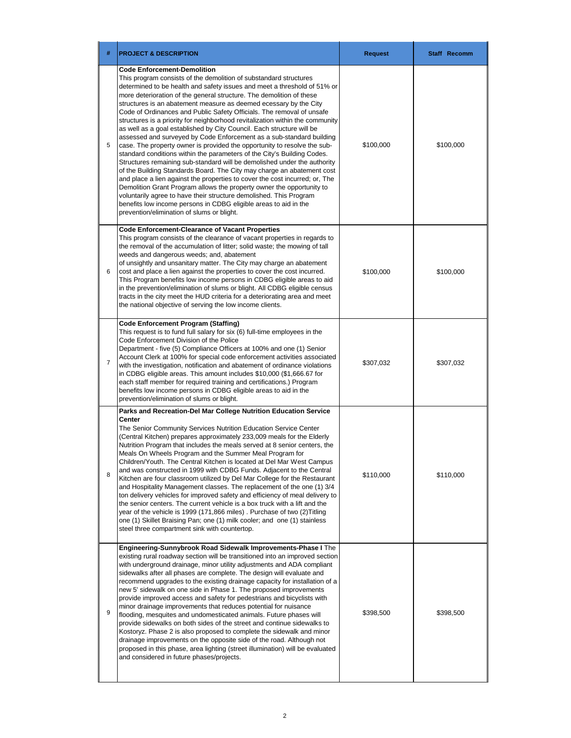| # | PROJECT & DESCRIPTION | Request | Staff Recomm |
|---|---|---|---|
| 5 | **Code Enforcement-Demolition**<br>This program consists of the demolition of substandard structures determined to be health and safety issues and meet a threshold of 51% or more deterioration of the general structure. The demolition of these structures is an abatement measure as deemed ecessary by the City Code of Ordinances and Public Safety Officials. The removal of unsafe structures is a priority for neighborhood revitalization within the community as well as a goal established by City Council. Each structure will be assessed and surveyed by Code Enforcement as a sub-standard building case. The property owner is provided the opportunity to resolve the sub-standard conditions within the parameters of the City's Building Codes. Structures remaining sub-standard will be demolished under the authority of the Building Standards Board. The City may charge an abatement cost and place a lien against the properties to cover the cost incurred; or, The Demolition Grant Program allows the property owner the opportunity to voluntarily agree to have their structure demolished. This Program benefits low income persons in CDBG eligible areas to aid in the prevention/elimination of slums or blight. | $100,000 | $100,000 |
| 6 | **Code Enforcement-Clearance of Vacant Properties**<br>This program consists of the clearance of vacant properties in regards to the removal of the accumulation of litter; solid waste; the mowing of tall weeds and dangerous weeds; and, abatement of unsightly and unsanitary matter. The City may charge an abatement cost and place a lien against the properties to cover the cost incurred. This Program benefits low income persons in CDBG eligible areas to aid in the prevention/elimination of slums or blight. All CDBG eligible census tracts in the city meet the HUD criteria for a deteriorating area and meet the national objective of serving the low income clients. | $100,000 | $100,000 |
| 7 | **Code Enforcement Program (Staffing)**<br>This request is to fund full salary for six (6) full-time employees in the Code Enforcement Division of the Police Department - five (5) Compliance Officers at 100% and one (1) Senior Account Clerk at 100% for special code enforcement activities associated with the investigation, notification and abatement of ordinance violations in CDBG eligible areas. This amount includes $10,000 ($1,666.67 for each staff member for required training and certifications.) Program benefits low income persons in CDBG eligible areas to aid in the prevention/elimination of slums or blight. | $307,032 | $307,032 |
| 8 | **Parks and Recreation-Del Mar College Nutrition Education Service Center**<br>The Senior Community Services Nutrition Education Service Center (Central Kitchen) prepares approximately 233,009 meals for the Elderly Nutrition Program that includes the meals served at 8 senior centers, the Meals On Wheels Program and the Summer Meal Program for Children/Youth. The Central Kitchen is located at Del Mar West Campus and was constructed in 1999 with CDBG Funds. Adjacent to the Central Kitchen are four classroom utilized by Del Mar College for the Restaurant and Hospitality Management classes. The replacement of the one (1) 3/4 ton delivery vehicles for improved safety and efficiency of meal delivery to the senior centers. The current vehicle is a box truck with a lift and the year of the vehicle is 1999 (171,866 miles) . Purchase of two (2)Titling one (1) Skillet Braising Pan; one (1) milk cooler; and one (1) stainless steel three compartment sink with countertop. | $110,000 | $110,000 |
| 9 | **Engineering-Sunnybrook Road Sidewalk Improvements-Phase I** The existing rural roadway section will be transitioned into an improved section with underground drainage, minor utility adjustments and ADA compliant sidewalks after all phases are complete. The design will evaluate and recommend upgrades to the existing drainage capacity for installation of a new 5' sidewalk on one side in Phase 1. The proposed improvements provide improved access and safety for pedestrians and bicyclists with minor drainage improvements that reduces potential for nuisance flooding, mesquites and undomesticated animals. Future phases will provide sidewalks on both sides of the street and continue sidewalks to Kostoryz. Phase 2 is also proposed to complete the sidewalk and minor drainage improvements on the opposite side of the road. Although not proposed in this phase, area lighting (street illumination) will be evaluated and considered in future phases/projects. | $398,500 | $398,500 |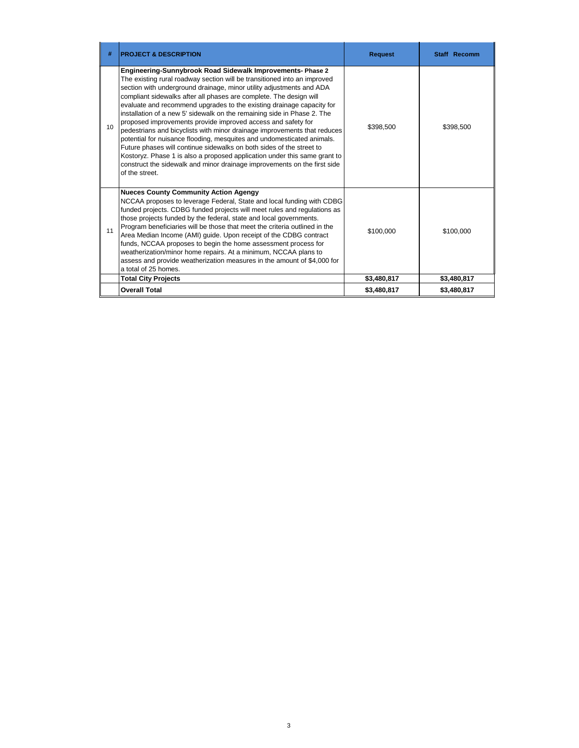| # | PROJECT & DESCRIPTION | Request | Staff Recomm |
|---|---|---|---|
| 10 | **Engineering-Sunnybrook Road Sidewalk Improvements- Phase 2** The existing rural roadway section will be transitioned into an improved section with underground drainage, minor utility adjustments and ADA compliant sidewalks after all phases are complete. The design will evaluate and recommend upgrades to the existing drainage capacity for installation of a new 5' sidewalk on the remaining side in Phase 2. The proposed improvements provide improved access and safety for pedestrians and bicyclists with minor drainage improvements that reduces potential for nuisance flooding, mesquites and undomesticated animals. Future phases will continue sidewalks on both sides of the street to Kostoryz. Phase 1 is also a proposed application under this same grant to construct the sidewalk and minor drainage improvements on the first side of the street. | $398,500 | $398,500 |
| 11 | **Nueces County Community Action Agengy** NCCAA proposes to leverage Federal, State and local funding with CDBG funded projects. CDBG funded projects will meet rules and regulations as those projects funded by the federal, state and local governments. Program beneficiaries will be those that meet the criteria outlined in the Area Median Income (AMI) guide. Upon receipt of the CDBG contract funds, NCCAA proposes to begin the home assessment process for weatherization/minor home repairs. At a minimum, NCCAA plans to assess and provide weatherization measures in the amount of $4,000 for a total of 25 homes. | $100,000 | $100,000 |
| | **Total City Projects** | **$3,480,817** | **$3,480,817** |
| | **Overall Total** | **$3,480,817** | **$3,480,817** |